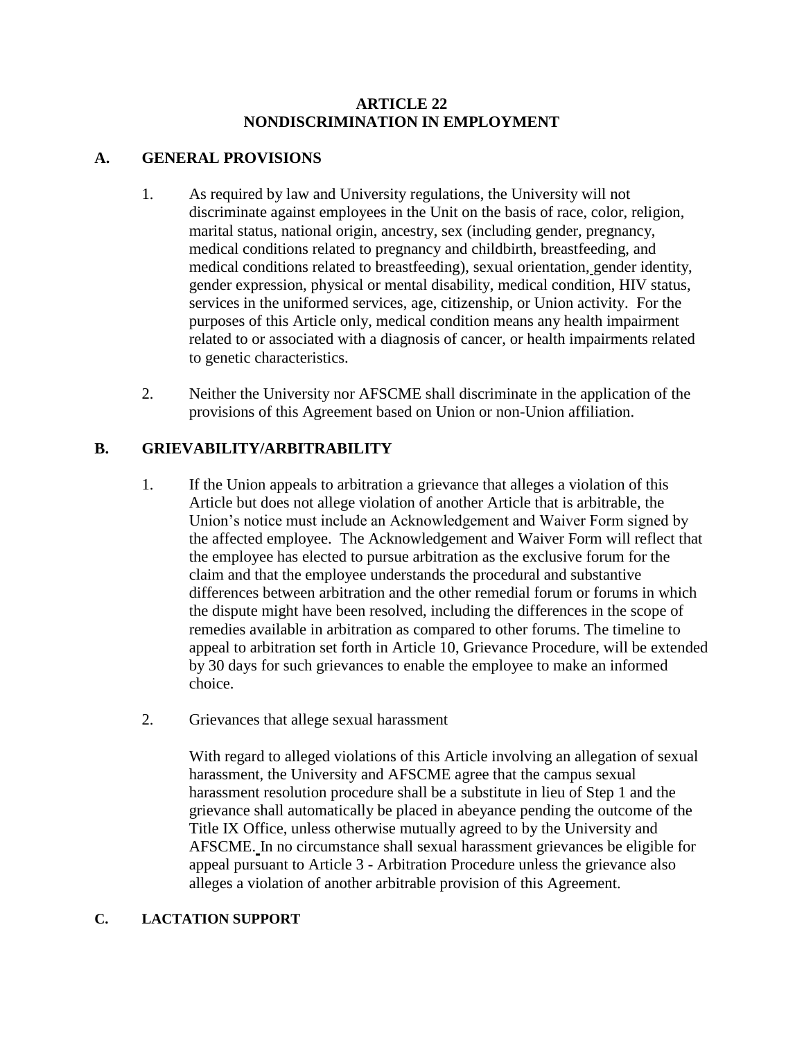# ARTICLE 22
# NONDISCRIMINATION IN EMPLOYMENT

## A. GENERAL PROVISIONS

1. As required by law and University regulations, the University will not discriminate against employees in the Unit on the basis of race, color, religion, marital status, national origin, ancestry, sex (including gender, pregnancy, medical conditions related to pregnancy and childbirth, breastfeeding, and medical conditions related to breastfeeding), sexual orientation, gender identity, gender expression, physical or mental disability, medical condition, HIV status, services in the uniformed services, age, citizenship, or Union activity. For the purposes of this Article only, medical condition means any health impairment related to or associated with a diagnosis of cancer, or health impairments related to genetic characteristics.

2. Neither the University nor AFSCME shall discriminate in the application of the provisions of this Agreement based on Union or non-Union affiliation.

## B. GRIEVABILITY/ARBITRABILITY

1. If the Union appeals to arbitration a grievance that alleges a violation of this Article but does not allege violation of another Article that is arbitrable, the Union's notice must include an Acknowledgement and Waiver Form signed by the affected employee. The Acknowledgement and Waiver Form will reflect that the employee has elected to pursue arbitration as the exclusive forum for the claim and that the employee understands the procedural and substantive differences between arbitration and the other remedial forum or forums in which the dispute might have been resolved, including the differences in the scope of remedies available in arbitration as compared to other forums. The timeline to appeal to arbitration set forth in Article 10, Grievance Procedure, will be extended by 30 days for such grievances to enable the employee to make an informed choice.

2. Grievances that allege sexual harassment

   With regard to alleged violations of this Article involving an allegation of sexual harassment, the University and AFSCME agree that the campus sexual harassment resolution procedure shall be a substitute in lieu of Step 1 and the grievance shall automatically be placed in abeyance pending the outcome of the Title IX Office, unless otherwise mutually agreed to by the University and AFSCME. In no circumstance shall sexual harassment grievances be eligible for appeal pursuant to Article 3 - Arbitration Procedure unless the grievance also alleges a violation of another arbitrable provision of this Agreement.

## C. LACTATION SUPPORT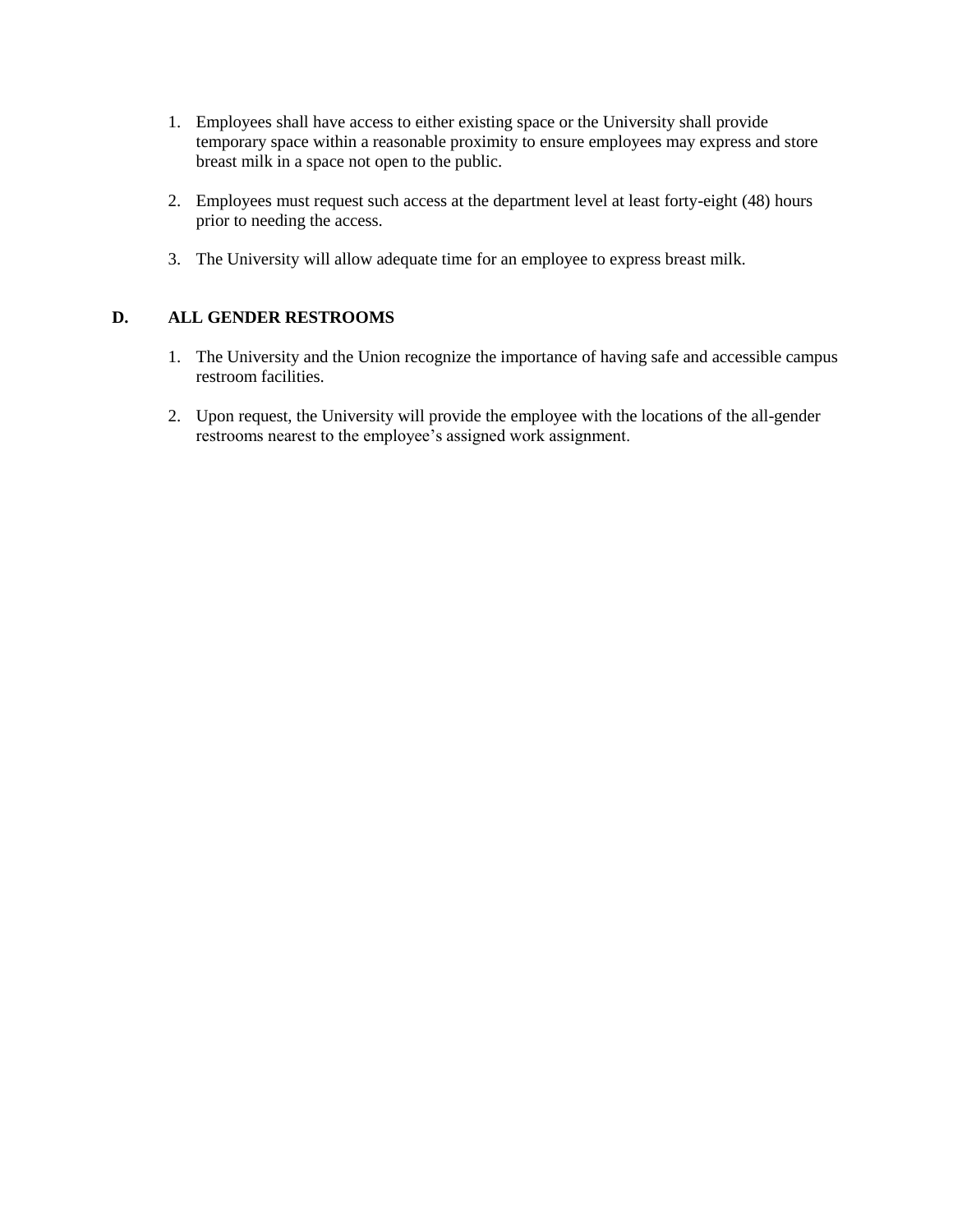1. Employees shall have access to either existing space or the University shall provide temporary space within a reasonable proximity to ensure employees may express and store breast milk in a space not open to the public.

2. Employees must request such access at the department level at least forty-eight (48) hours prior to needing the access.

3. The University will allow adequate time for an employee to express breast milk.

## D. ALL GENDER RESTROOMS

1. The University and the Union recognize the importance of having safe and accessible campus restroom facilities.

2. Upon request, the University will provide the employee with the locations of the all-gender restrooms nearest to the employee's assigned work assignment.